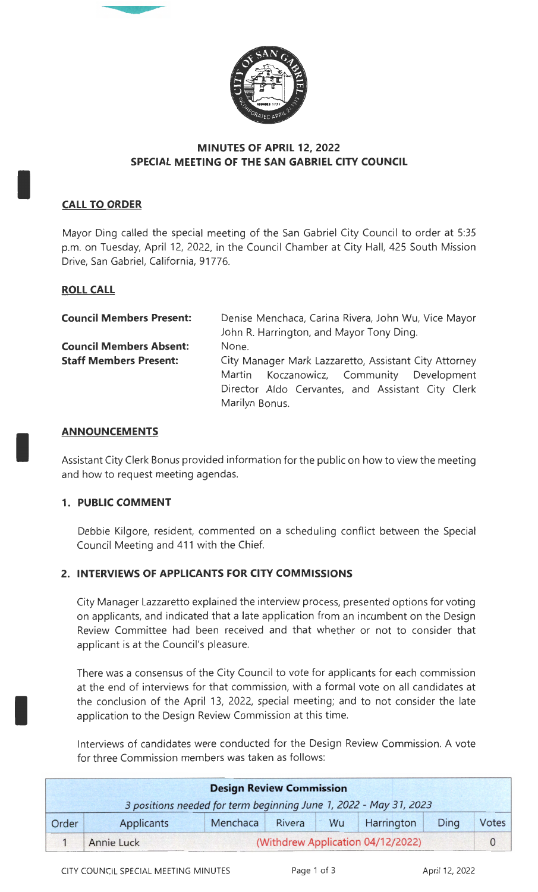# MINUTES OF APRIL 12, 2022
# SPECIAL MEETING OF THE SAN GABRIEL CITY COUNCIL

## CALL TO ORDER

Mayor Ding called the special meeting of the San Gabriel City Council to order at 5:35 p.m. on Tuesday, April 12, 2022, in the Council Chamber at City Hall, 425 South Mission Drive, San Gabriel, California, 91776.

## ROLL CALL

**Council Members Present:** Denise Menchaca, Carina Rivera, John Wu, Vice Mayor John R. Harrington, and Mayor Tony Ding.

**Council Members Absent:** None.

**Staff Members Present:** City Manager Mark Lazzaretto, Assistant City Attorney Martin Koczanowicz, Community Development Director Aldo Cervantes, and Assistant City Clerk Marilyn Bonus.

## ANNOUNCEMENTS

Assistant City Clerk Bonus provided information for the public on how to view the meeting and how to request meeting agendas.

### 1. PUBLIC COMMENT

Debbie Kilgore, resident, commented on a scheduling conflict between the Special Council Meeting and 411 with the Chief.

### 2. INTERVIEWS OF APPLICANTS FOR CITY COMMISSIONS

City Manager Lazzaretto explained the interview process, presented options for voting on applicants, and indicated that a late application from an incumbent on the Design Review Committee had been received and that whether or not to consider that applicant is at the Council's pleasure.

There was a consensus of the City Council to vote for applicants for each commission at the end of interviews for that commission, with a formal vote on all candidates at the conclusion of the April 13, 2022, special meeting; and to not consider the late application to the Design Review Commission at this time.

Interviews of candidates were conducted for the Design Review Commission. A vote for three Commission members was taken as follows:

| **Design Review Commission** | | | | | | | |
|---|---|---|---|---|---|---|---|
| *3 positions needed for term beginning June 1, 2022 - May 31, 2023* | | | | | | | |
| Order | Applicants | Menchaca | Rivera | Wu | Harrington | Ding | Votes |
| 1 | Annie Luck | (Withdrew Application 04/12/2022) | | | | | 0 |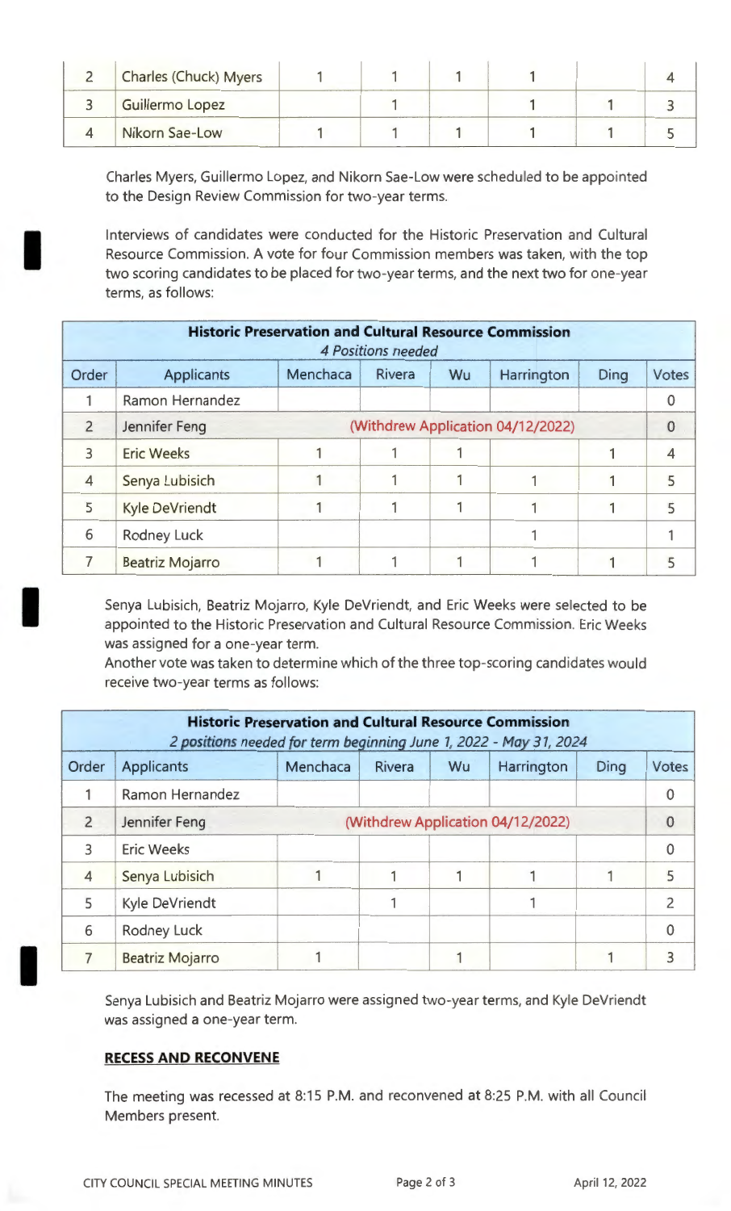| 2 | Charles (Chuck) Myers | 1 | 1 | 1 | 1 | | 4 |
|---|---|---|---|---|---|---|---|
| 3 | Guillermo Lopez | | 1 | | 1 | 1 | 3 |
| 4 | Nikorn Sae-Low | 1 | 1 | 1 | 1 | 1 | 5 |

Charles Myers, Guillermo Lopez, and Nikorn Sae-Low were scheduled to be appointed to the Design Review Commission for two-year terms.

Interviews of candidates were conducted for the Historic Preservation and Cultural Resource Commission. A vote for four Commission members was taken, with the top two scoring candidates to be placed for two-year terms, and the next two for one-year terms, as follows:

| **Historic Preservation and Cultural Resource Commission** *4 Positions needed* | | | | | | | |
|---|---|---|---|---|---|---|---|
| Order | Applicants | Menchaca | Rivera | Wu | Harrington | Ding | Votes |
| 1 | Ramon Hernandez | | | | | | 0 |
| 2 | Jennifer Feng | (Withdrew Application 04/12/2022) | | | | | 0 |
| 3 | Eric Weeks | 1 | 1 | 1 | | 1 | 4 |
| 4 | Senya Lubisich | 1 | 1 | 1 | 1 | 1 | 5 |
| 5 | Kyle DeVriendt | 1 | 1 | 1 | 1 | 1 | 5 |
| 6 | Rodney Luck | | | | 1 | | 1 |
| 7 | Beatriz Mojarro | 1 | 1 | 1 | 1 | 1 | 5 |

Senya Lubisich, Beatriz Mojarro, Kyle DeVriendt, and Eric Weeks were selected to be appointed to the Historic Preservation and Cultural Resource Commission. Eric Weeks was assigned for a one-year term.

Another vote was taken to determine which of the three top-scoring candidates would receive two-year terms as follows:

| **Historic Preservation and Cultural Resource Commission** *2 positions needed for term beginning June 1, 2022 - May 31, 2024* | | | | | | | |
|---|---|---|---|---|---|---|---|
| Order | Applicants | Menchaca | Rivera | Wu | Harrington | Ding | Votes |
| 1 | Ramon Hernandez | | | | | | 0 |
| 2 | Jennifer Feng | (Withdrew Application 04/12/2022) | | | | | 0 |
| 3 | Eric Weeks | | | | | | 0 |
| 4 | Senya Lubisich | 1 | 1 | 1 | 1 | 1 | 5 |
| 5 | Kyle DeVriendt | | 1 | | 1 | | 2 |
| 6 | Rodney Luck | | | | | | 0 |
| 7 | Beatriz Mojarro | 1 | | 1 | | 1 | 3 |

Senya Lubisich and Beatriz Mojarro were assigned two-year terms, and Kyle DeVriendt was assigned a one-year term.

**RECESS AND RECONVENE**

The meeting was recessed at 8:15 P.M. and reconvened at 8:25 P.M. with all Council Members present.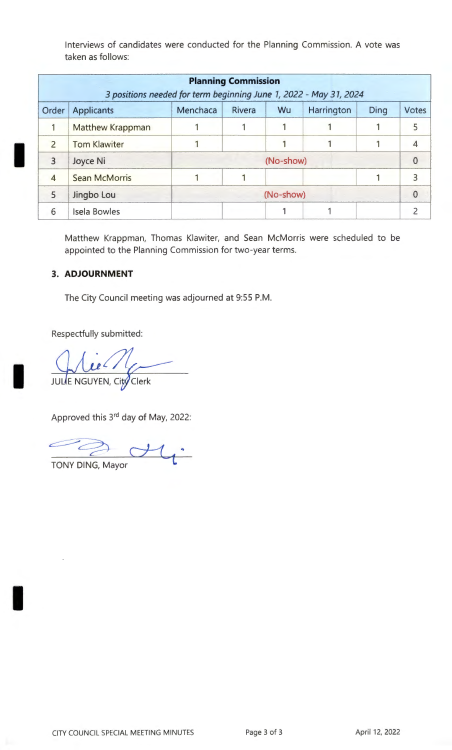Interviews of candidates were conducted for the Planning Commission. A vote was taken as follows:

| Planning Commission<br>*3 positions needed for term beginning June 1, 2022 - May 31, 2024* | | | | | | | |
|---|---|---|---|---|---|---|---|
| Order | Applicants | Menchaca | Rivera | Wu | Harrington | Ding | Votes |
| 1 | Matthew Krappman | 1 | 1 | 1 | 1 | 1 | 5 |
| 2 | Tom Klawiter | 1 | | 1 | 1 | 1 | 4 |
| 3 | Joyce Ni | (No-show) | | | | | 0 |
| 4 | Sean McMorris | 1 | 1 | | | 1 | 3 |
| 5 | Jingbo Lou | (No-show) | | | | | 0 |
| 6 | Isela Bowles | | | 1 | 1 | | 2 |

Matthew Krappman, Thomas Klawiter, and Sean McMorris were scheduled to be appointed to the Planning Commission for two-year terms.

### 3. ADJOURNMENT

The City Council meeting was adjourned at 9:55 P.M.

Respectfully submitted:

JULIE NGUYEN, City Clerk

Approved this 3rd day of May, 2022:

TONY DING, Mayor